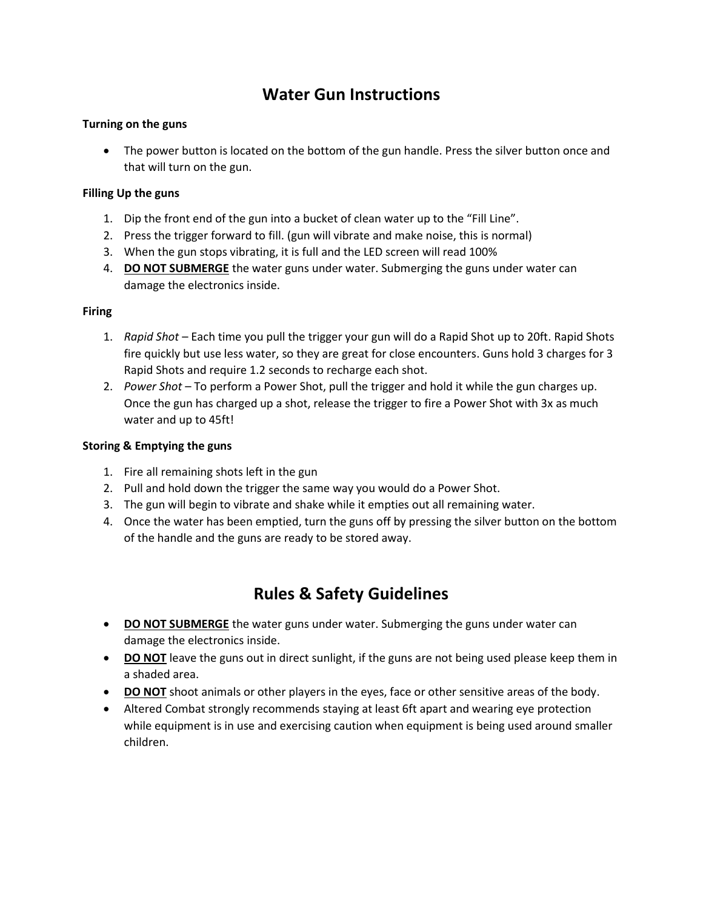# Water Gun Instructions

**Turning on the guns**

- The power button is located on the bottom of the gun handle. Press the silver button once and that will turn on the gun.

**Filling Up the guns**

1. Dip the front end of the gun into a bucket of clean water up to the "Fill Line".
2. Press the trigger forward to fill. (gun will vibrate and make noise, this is normal)
3. When the gun stops vibrating, it is full and the LED screen will read 100%
4. **DO NOT SUBMERGE** the water guns under water. Submerging the guns under water can damage the electronics inside.

**Firing**

1. *Rapid Shot* – Each time you pull the trigger your gun will do a Rapid Shot up to 20ft. Rapid Shots fire quickly but use less water, so they are great for close encounters. Guns hold 3 charges for 3 Rapid Shots and require 1.2 seconds to recharge each shot.
2. *Power Shot* – To perform a Power Shot, pull the trigger and hold it while the gun charges up. Once the gun has charged up a shot, release the trigger to fire a Power Shot with 3x as much water and up to 45ft!

**Storing & Emptying the guns**

1. Fire all remaining shots left in the gun
2. Pull and hold down the trigger the same way you would do a Power Shot.
3. The gun will begin to vibrate and shake while it empties out all remaining water.
4. Once the water has been emptied, turn the guns off by pressing the silver button on the bottom of the handle and the guns are ready to be stored away.

# Rules & Safety Guidelines

- **DO NOT SUBMERGE** the water guns under water. Submerging the guns under water can damage the electronics inside.
- **DO NOT** leave the guns out in direct sunlight, if the guns are not being used please keep them in a shaded area.
- **DO NOT** shoot animals or other players in the eyes, face or other sensitive areas of the body.
- Altered Combat strongly recommends staying at least 6ft apart and wearing eye protection while equipment is in use and exercising caution when equipment is being used around smaller children.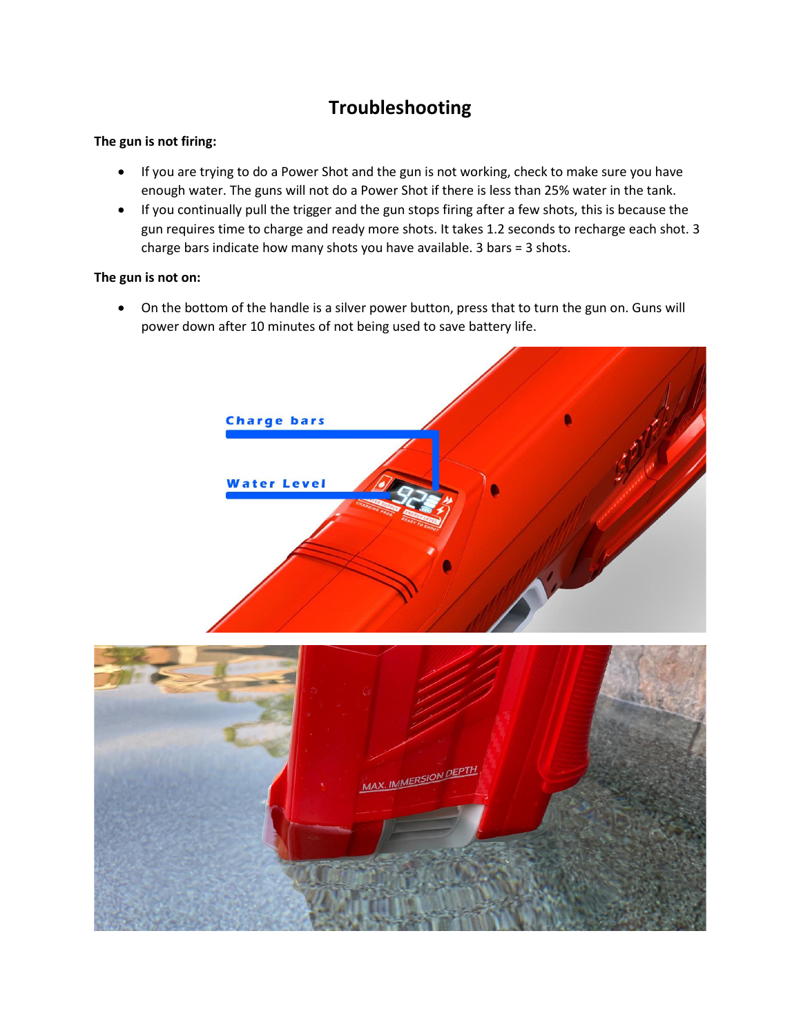# Troubleshooting

**The gun is not firing:**

- If you are trying to do a Power Shot and the gun is not working, check to make sure you have enough water. The guns will not do a Power Shot if there is less than 25% water in the tank.
- If you continually pull the trigger and the gun stops firing after a few shots, this is because the gun requires time to charge and ready more shots. It takes 1.2 seconds to recharge each shot. 3 charge bars indicate how many shots you have available. 3 bars = 3 shots.

**The gun is not on:**

- On the bottom of the handle is a silver power button, press that to turn the gun on. Guns will power down after 10 minutes of not being used to save battery life.